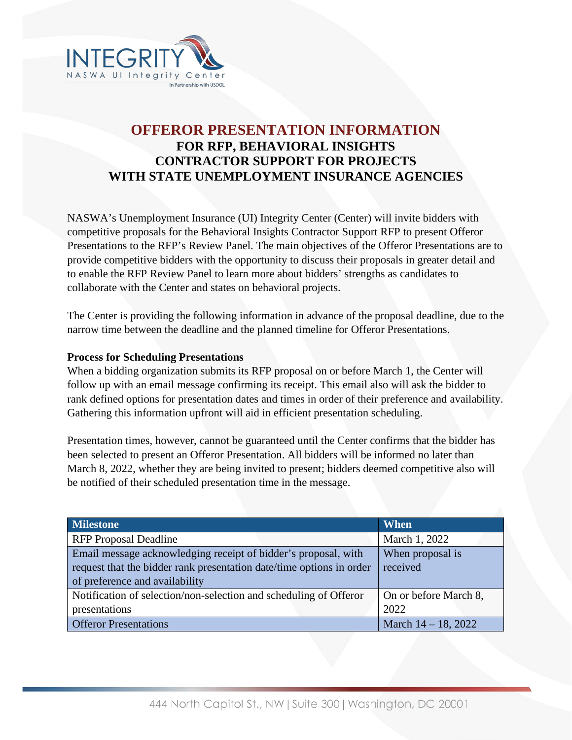# OFFEROR PRESENTATION INFORMATION

## FOR RFP, BEHAVIORAL INSIGHTS CONTRACTOR SUPPORT FOR PROJECTS WITH STATE UNEMPLOYMENT INSURANCE AGENCIES

NASWA's Unemployment Insurance (UI) Integrity Center (Center) will invite bidders with competitive proposals for the Behavioral Insights Contractor Support RFP to present Offeror Presentations to the RFP's Review Panel. The main objectives of the Offeror Presentations are to provide competitive bidders with the opportunity to discuss their proposals in greater detail and to enable the RFP Review Panel to learn more about bidders' strengths as candidates to collaborate with the Center and states on behavioral projects.

The Center is providing the following information in advance of the proposal deadline, due to the narrow time between the deadline and the planned timeline for Offeror Presentations.

**Process for Scheduling Presentations**

When a bidding organization submits its RFP proposal on or before March 1, the Center will follow up with an email message confirming its receipt. This email also will ask the bidder to rank defined options for presentation dates and times in order of their preference and availability. Gathering this information upfront will aid in efficient presentation scheduling.

Presentation times, however, cannot be guaranteed until the Center confirms that the bidder has been selected to present an Offeror Presentation. All bidders will be informed no later than March 8, 2022, whether they are being invited to present; bidders deemed competitive also will be notified of their scheduled presentation time in the message.

| Milestone | When |
|---|---|
| RFP Proposal Deadline | March 1, 2022 |
| Email message acknowledging receipt of bidder's proposal, with request that the bidder rank presentation date/time options in order of preference and availability | When proposal is received |
| Notification of selection/non-selection and scheduling of Offeror presentations | On or before March 8, 2022 |
| Offeror Presentations | March 14 – 18, 2022 |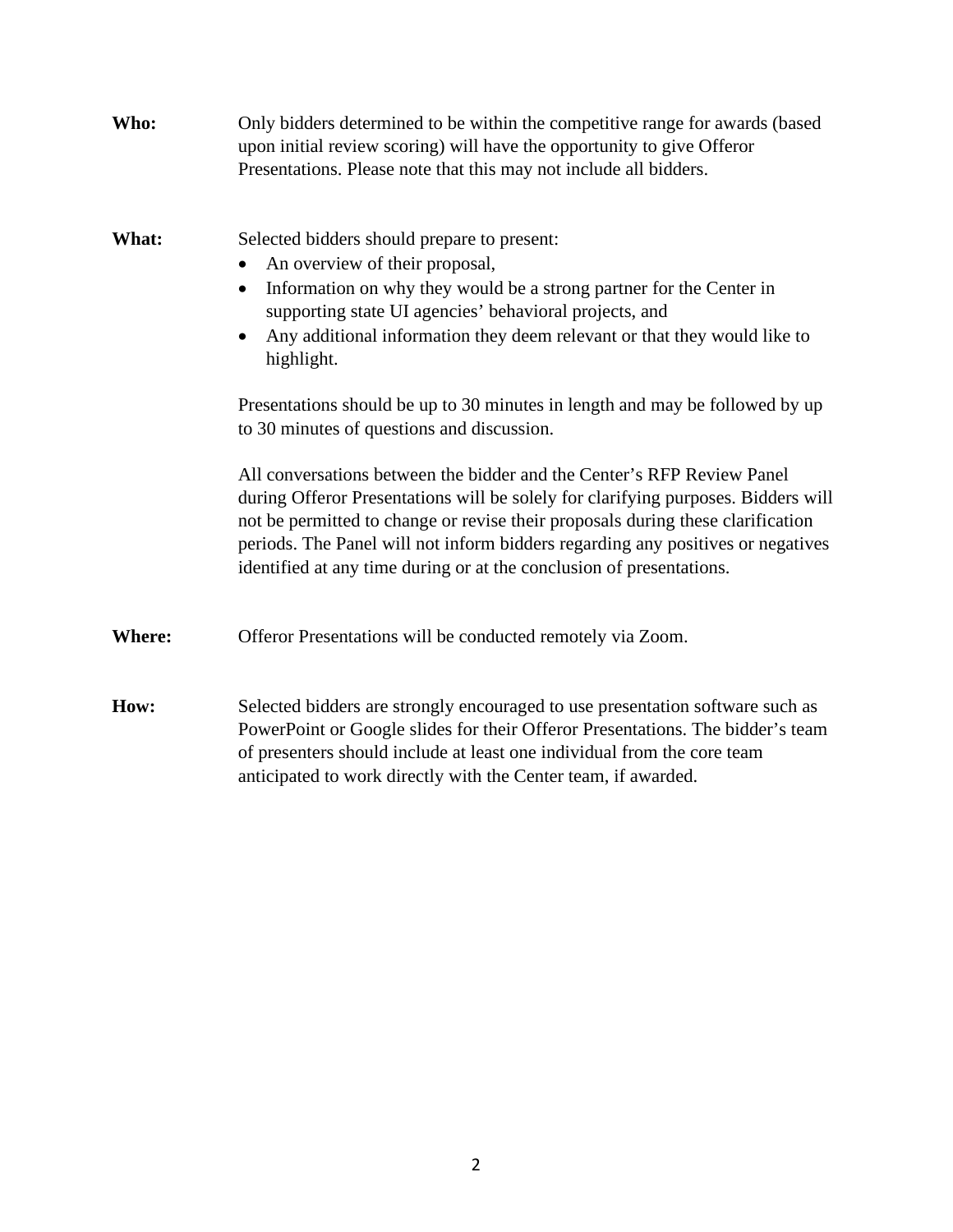**Who:** Only bidders determined to be within the competitive range for awards (based upon initial review scoring) will have the opportunity to give Offeror Presentations. Please note that this may not include all bidders.

**What:** Selected bidders should prepare to present:

- An overview of their proposal,
- Information on why they would be a strong partner for the Center in supporting state UI agencies' behavioral projects, and
- Any additional information they deem relevant or that they would like to highlight.

Presentations should be up to 30 minutes in length and may be followed by up to 30 minutes of questions and discussion.

All conversations between the bidder and the Center's RFP Review Panel during Offeror Presentations will be solely for clarifying purposes. Bidders will not be permitted to change or revise their proposals during these clarification periods. The Panel will not inform bidders regarding any positives or negatives identified at any time during or at the conclusion of presentations.

**Where:** Offeror Presentations will be conducted remotely via Zoom.

**How:** Selected bidders are strongly encouraged to use presentation software such as PowerPoint or Google slides for their Offeror Presentations. The bidder's team of presenters should include at least one individual from the core team anticipated to work directly with the Center team, if awarded.